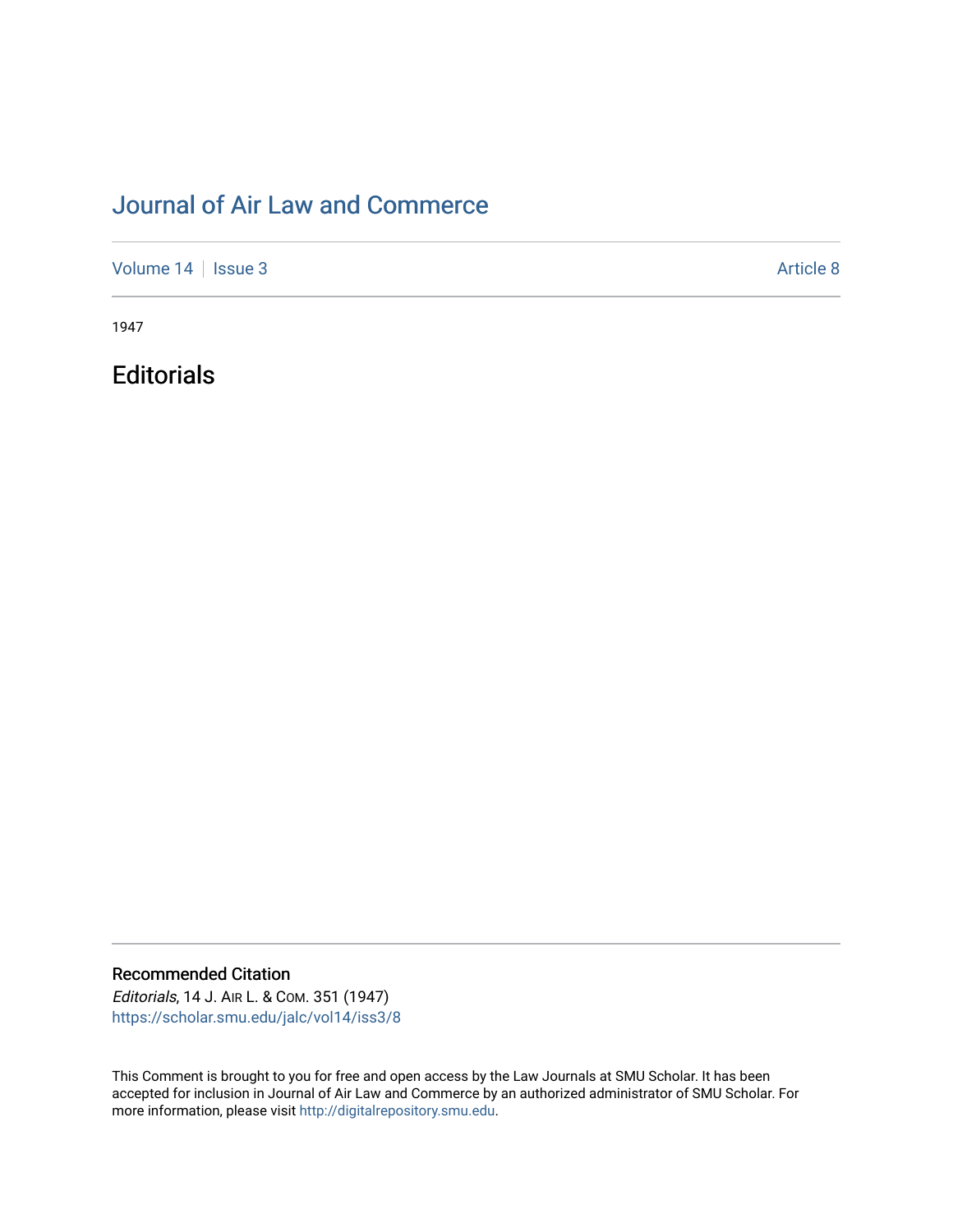# Journal of Air Law and Commerce

Volume 14 | Issue 3 | Article 8

1947

## Editorials

### Recommended Citation

*Editorials*, 14 J. Air L. & Com. 351 (1947)
https://scholar.smu.edu/jalc/vol14/iss3/8

This Comment is brought to you for free and open access by the Law Journals at SMU Scholar. It has been accepted for inclusion in Journal of Air Law and Commerce by an authorized administrator of SMU Scholar. For more information, please visit http://digitalrepository.smu.edu.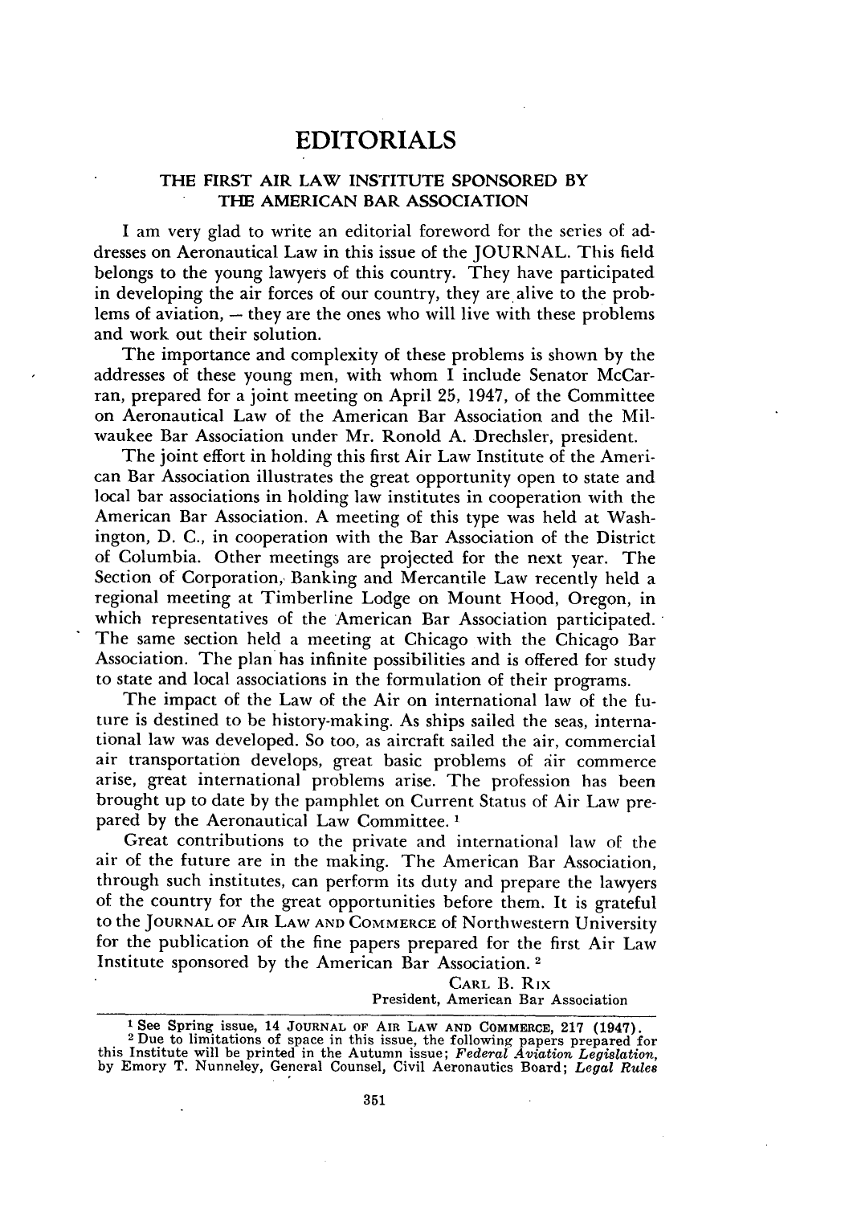# EDITORIALS

## THE FIRST AIR LAW INSTITUTE SPONSORED BY THE AMERICAN BAR ASSOCIATION

I am very glad to write an editorial foreword for the series of addresses on Aeronautical Law in this issue of the JOURNAL. This field belongs to the young lawyers of this country. They have participated in developing the air forces of our country, they are alive to the problems of aviation, — they are the ones who will live with these problems and work out their solution.

The importance and complexity of these problems is shown by the addresses of these young men, with whom I include Senator McCarran, prepared for a joint meeting on April 25, 1947, of the Committee on Aeronautical Law of the American Bar Association and the Milwaukee Bar Association under Mr. Ronold A. Drechsler, president.

The joint effort in holding this first Air Law Institute of the American Bar Association illustrates the great opportunity open to state and local bar associations in holding law institutes in cooperation with the American Bar Association. A meeting of this type was held at Washington, D. C., in cooperation with the Bar Association of the District of Columbia. Other meetings are projected for the next year. The Section of Corporation, Banking and Mercantile Law recently held a regional meeting at Timberline Lodge on Mount Hood, Oregon, in which representatives of the American Bar Association participated. The same section held a meeting at Chicago with the Chicago Bar Association. The plan has infinite possibilities and is offered for study to state and local associations in the formulation of their programs.

The impact of the Law of the Air on international law of the future is destined to be history-making. As ships sailed the seas, international law was developed. So too, as aircraft sailed the air, commercial air transportation develops, great basic problems of air commerce arise, great international problems arise. The profession has been brought up to date by the pamphlet on Current Status of Air Law prepared by the Aeronautical Law Committee.[1]

Great contributions to the private and international law of the air of the future are in the making. The American Bar Association, through such institutes, can perform its duty and prepare the lawyers of the country for the great opportunities before them. It is grateful to the JOURNAL OF AIR LAW AND COMMERCE of Northwestern University for the publication of the fine papers prepared for the first Air Law Institute sponsored by the American Bar Association.[2]

CARL B. RIX
President, American Bar Association

---

[1] See Spring issue, 14 JOURNAL OF AIR LAW AND COMMERCE, 217 (1947).

[2] Due to limitations of space in this issue, the following papers prepared for this Institute will be printed in the Autumn issue; *Federal Aviation Legislation*, by Emory T. Nunneley, General Counsel, Civil Aeronautics Board; *Legal Rules*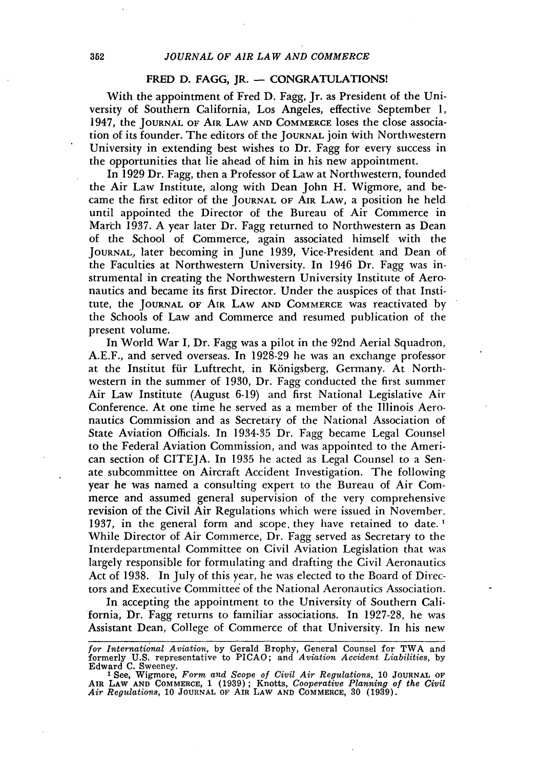## FRED D. FAGG, JR. — CONGRATULATIONS!

With the appointment of Fred D. Fagg, Jr. as President of the University of Southern California, Los Angeles, effective September 1, 1947, the JOURNAL OF AIR LAW AND COMMERCE loses the close association of its founder. The editors of the JOURNAL join with Northwestern University in extending best wishes to Dr. Fagg for every success in the opportunities that lie ahead of him in his new appointment.

In 1929 Dr. Fagg, then a Professor of Law at Northwestern, founded the Air Law Institute, along with Dean John H. Wigmore, and became the first editor of the JOURNAL OF AIR LAW, a position he held until appointed the Director of the Bureau of Air Commerce in March 1937. A year later Dr. Fagg returned to Northwestern as Dean of the School of Commerce, again associated himself with the JOURNAL, later becoming in June 1939, Vice-President and Dean of the Faculties at Northwestern University. In 1946 Dr. Fagg was instrumental in creating the Northwestern University Institute of Aeronautics and became its first Director. Under the auspices of that Institute, the JOURNAL OF AIR LAW AND COMMERCE was reactivated by the Schools of Law and Commerce and resumed publication of the present volume.

In World War I, Dr. Fagg was a pilot in the 92nd Aerial Squadron, A.E.F., and served overseas. In 1928-29 he was an exchange professor at the Institut für Luftrecht, in Königsberg, Germany. At Northwestern in the summer of 1930, Dr. Fagg conducted the first summer Air Law Institute (August 6-19) and first National Legislative Air Conference. At one time he served as a member of the Illinois Aeronautics Commission and as Secretary of the National Association of State Aviation Officials. In 1934-35 Dr. Fagg became Legal Counsel to the Federal Aviation Commission, and was appointed to the American section of CITEJA. In 1935 he acted as Legal Counsel to a Senate subcommittee on Aircraft Accident Investigation. The following year he was named a consulting expert to the Bureau of Air Commerce and assumed general supervision of the very comprehensive revision of the Civil Air Regulations which were issued in November, 1937, in the general form and scope, they have retained to date.[1] While Director of Air Commerce, Dr. Fagg served as Secretary to the Interdepartmental Committee on Civil Aviation Legislation that was largely responsible for formulating and drafting the Civil Aeronautics Act of 1938. In July of this year, he was elected to the Board of Directors and Executive Committee of the National Aeronautics Association.

In accepting the appointment to the University of Southern California, Dr. Fagg returns to familiar associations. In 1927-28, he was Assistant Dean, College of Commerce of that University. In his new

---

*for International Aviation*, by Gerald Brophy, General Counsel for TWA and formerly U.S. representative to PICAO; and *Aviation Accident Liabilities*, by Edward C. Sweeney.

[1] See, Wigmore, *Form and Scope of Civil Air Regulations*, 10 JOURNAL OF AIR LAW AND COMMERCE, 1 (1939); Knotts, *Cooperative Planning of the Civil Air Regulations*, 10 JOURNAL OF AIR LAW AND COMMERCE, 30 (1939).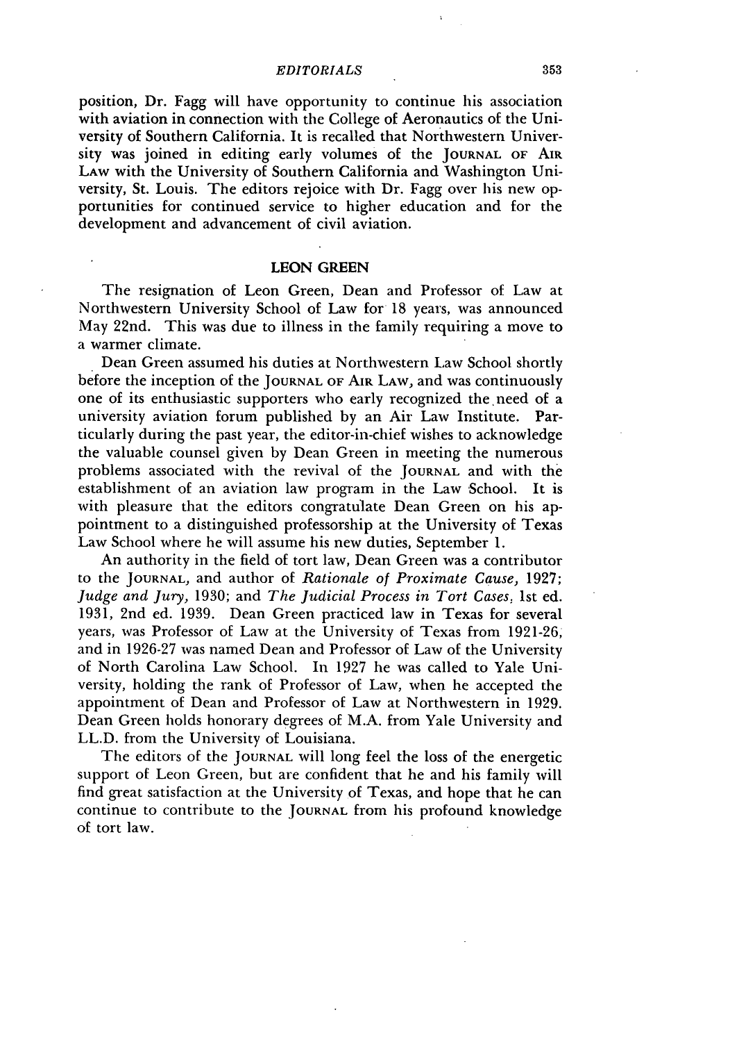position, Dr. Fagg will have opportunity to continue his association with aviation in connection with the College of Aeronautics of the University of Southern California. It is recalled that Northwestern University was joined in editing early volumes of the JOURNAL OF AIR LAW with the University of Southern California and Washington University, St. Louis. The editors rejoice with Dr. Fagg over his new opportunities for continued service to higher education and for the development and advancement of civil aviation.

## LEON GREEN

The resignation of Leon Green, Dean and Professor of Law at Northwestern University School of Law for 18 years, was announced May 22nd. This was due to illness in the family requiring a move to a warmer climate.

Dean Green assumed his duties at Northwestern Law School shortly before the inception of the JOURNAL OF AIR LAW, and was continuously one of its enthusiastic supporters who early recognized the need of a university aviation forum published by an Air Law Institute. Particularly during the past year, the editor-in-chief wishes to acknowledge the valuable counsel given by Dean Green in meeting the numerous problems associated with the revival of the JOURNAL and with the establishment of an aviation law program in the Law School. It is with pleasure that the editors congratulate Dean Green on his appointment to a distinguished professorship at the University of Texas Law School where he will assume his new duties, September 1.

An authority in the field of tort law, Dean Green was a contributor to the JOURNAL, and author of *Rationale of Proximate Cause,* 1927; *Judge and Jury,* 1930; and *The Judicial Process in Tort Cases,* 1st ed. 1931, 2nd ed. 1939. Dean Green practiced law in Texas for several years, was Professor of Law at the University of Texas from 1921-26, and in 1926-27 was named Dean and Professor of Law of the University of North Carolina Law School. In 1927 he was called to Yale University, holding the rank of Professor of Law, when he accepted the appointment of Dean and Professor of Law at Northwestern in 1929. Dean Green holds honorary degrees of M.A. from Yale University and LL.D. from the University of Louisiana.

The editors of the JOURNAL will long feel the loss of the energetic support of Leon Green, but are confident that he and his family will find great satisfaction at the University of Texas, and hope that he can continue to contribute to the JOURNAL from his profound knowledge of tort law.